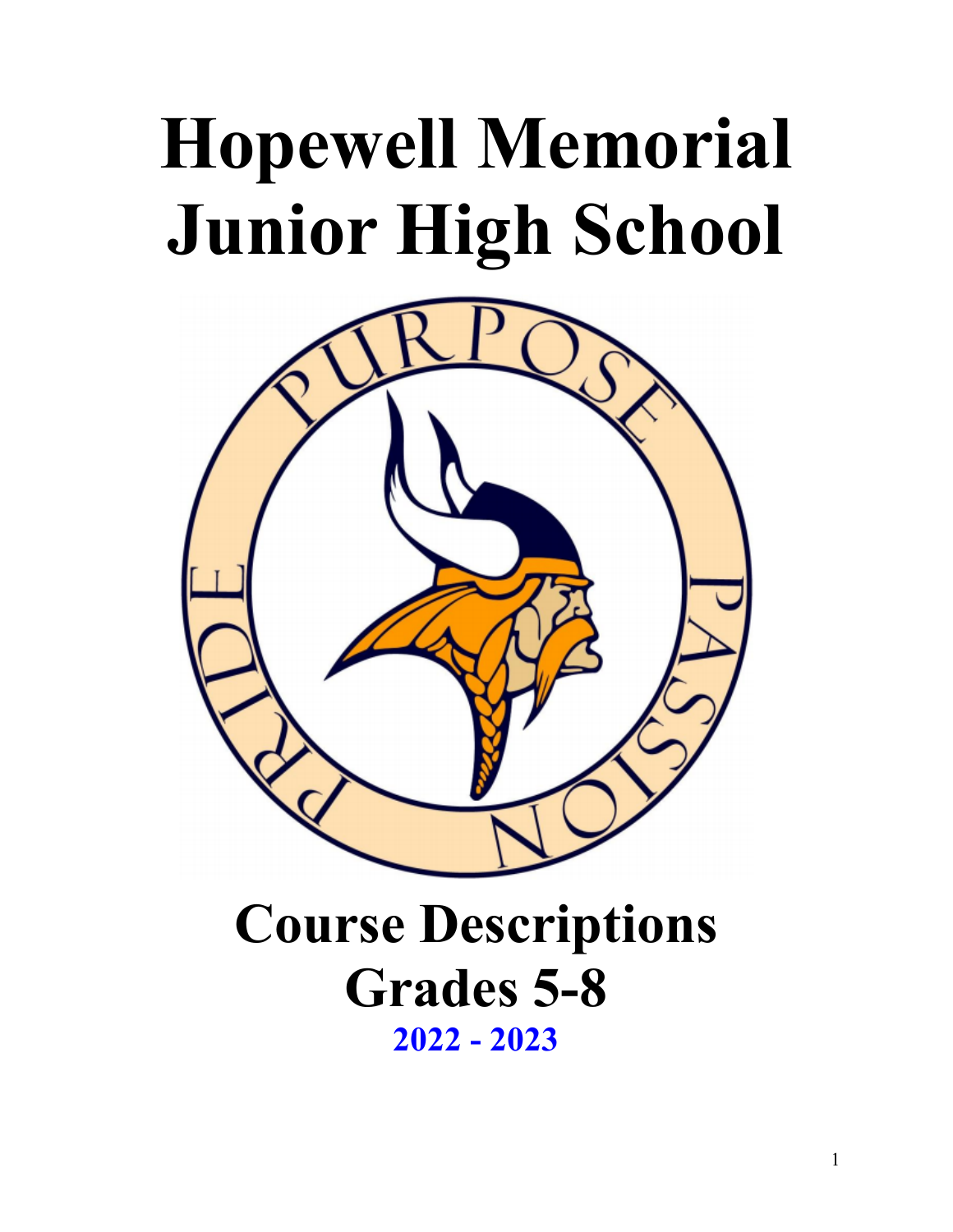# Hopewell Memorial Junior High School

## Course Descriptions
## Grades 5-8
## 2022 - 2023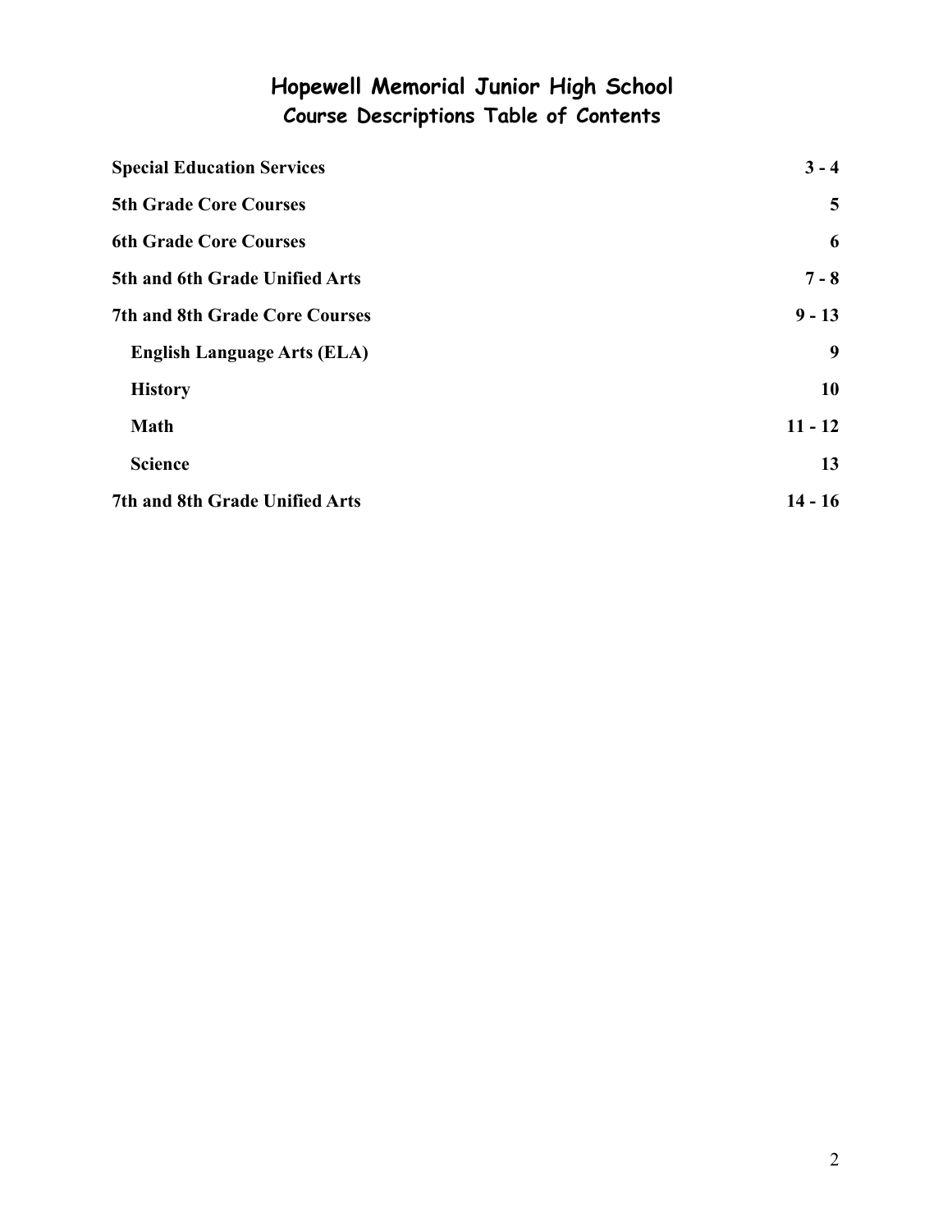# Hopewell Memorial Junior High School

## Course Descriptions Table of Contents

| Section | Pages |
|---|---|
| **Special Education Services** | **3 - 4** |
| **5th Grade Core Courses** | **5** |
| **6th Grade Core Courses** | **6** |
| **5th and 6th Grade Unified Arts** | **7 - 8** |
| **7th and 8th Grade Core Courses** | **9 - 13** |
| **English Language Arts (ELA)** | **9** |
| **History** | **10** |
| **Math** | **11 - 12** |
| **Science** | **13** |
| **7th and 8th Grade Unified Arts** | **14 - 16** |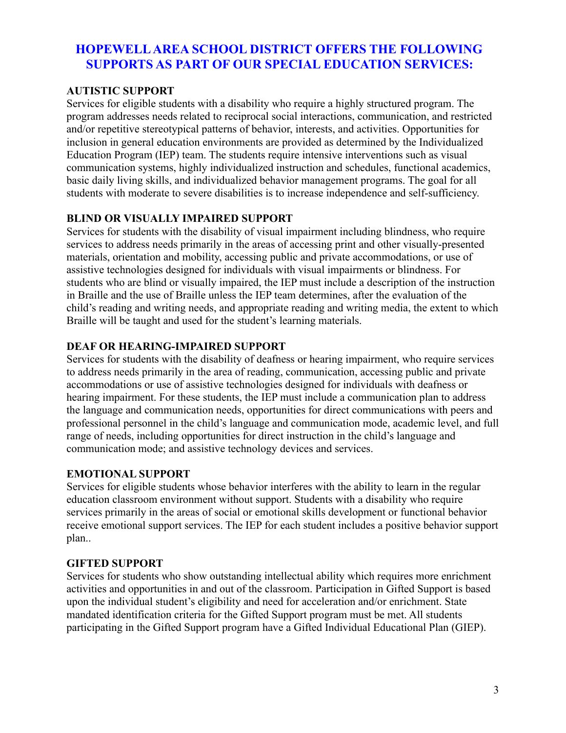## HOPEWELL AREA SCHOOL DISTRICT OFFERS THE FOLLOWING SUPPORTS AS PART OF OUR SPECIAL EDUCATION SERVICES:

**AUTISTIC SUPPORT**

Services for eligible students with a disability who require a highly structured program. The program addresses needs related to reciprocal social interactions, communication, and restricted and/or repetitive stereotypical patterns of behavior, interests, and activities. Opportunities for inclusion in general education environments are provided as determined by the Individualized Education Program (IEP) team. The students require intensive interventions such as visual communication systems, highly individualized instruction and schedules, functional academics, basic daily living skills, and individualized behavior management programs. The goal for all students with moderate to severe disabilities is to increase independence and self-sufficiency.

**BLIND OR VISUALLY IMPAIRED SUPPORT**

Services for students with the disability of visual impairment including blindness, who require services to address needs primarily in the areas of accessing print and other visually-presented materials, orientation and mobility, accessing public and private accommodations, or use of assistive technologies designed for individuals with visual impairments or blindness. For students who are blind or visually impaired, the IEP must include a description of the instruction in Braille and the use of Braille unless the IEP team determines, after the evaluation of the child's reading and writing needs, and appropriate reading and writing media, the extent to which Braille will be taught and used for the student's learning materials.

**DEAF OR HEARING-IMPAIRED SUPPORT**

Services for students with the disability of deafness or hearing impairment, who require services to address needs primarily in the area of reading, communication, accessing public and private accommodations or use of assistive technologies designed for individuals with deafness or hearing impairment. For these students, the IEP must include a communication plan to address the language and communication needs, opportunities for direct communications with peers and professional personnel in the child's language and communication mode, academic level, and full range of needs, including opportunities for direct instruction in the child's language and communication mode; and assistive technology devices and services.

**EMOTIONAL SUPPORT**

Services for eligible students whose behavior interferes with the ability to learn in the regular education classroom environment without support. Students with a disability who require services primarily in the areas of social or emotional skills development or functional behavior receive emotional support services. The IEP for each student includes a positive behavior support plan..

**GIFTED SUPPORT**

Services for students who show outstanding intellectual ability which requires more enrichment activities and opportunities in and out of the classroom. Participation in Gifted Support is based upon the individual student's eligibility and need for acceleration and/or enrichment. State mandated identification criteria for the Gifted Support program must be met. All students participating in the Gifted Support program have a Gifted Individual Educational Plan (GIEP).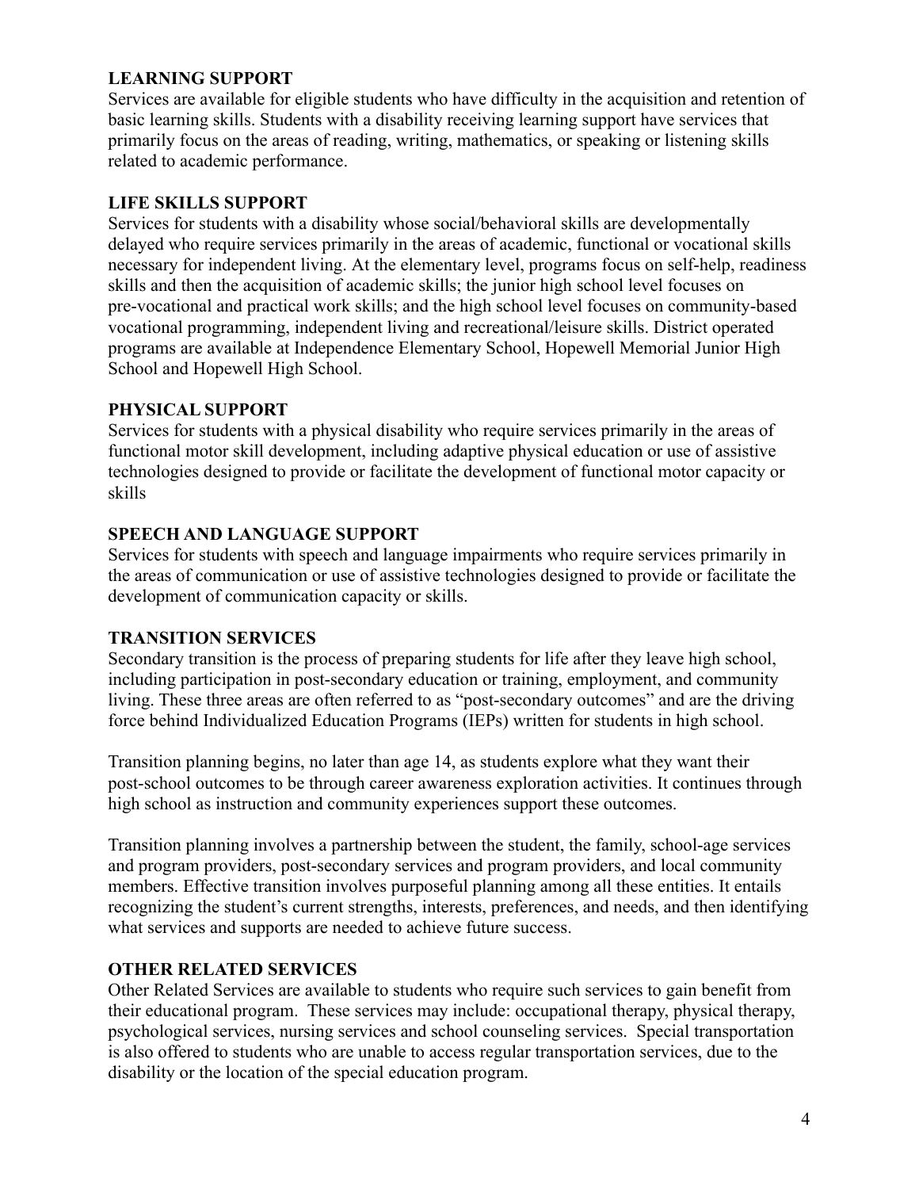**LEARNING SUPPORT**

Services are available for eligible students who have difficulty in the acquisition and retention of basic learning skills. Students with a disability receiving learning support have services that primarily focus on the areas of reading, writing, mathematics, or speaking or listening skills related to academic performance.

**LIFE SKILLS SUPPORT**

Services for students with a disability whose social/behavioral skills are developmentally delayed who require services primarily in the areas of academic, functional or vocational skills necessary for independent living. At the elementary level, programs focus on self-help, readiness skills and then the acquisition of academic skills; the junior high school level focuses on pre-vocational and practical work skills; and the high school level focuses on community-based vocational programming, independent living and recreational/leisure skills. District operated programs are available at Independence Elementary School, Hopewell Memorial Junior High School and Hopewell High School.

**PHYSICAL SUPPORT**

Services for students with a physical disability who require services primarily in the areas of functional motor skill development, including adaptive physical education or use of assistive technologies designed to provide or facilitate the development of functional motor capacity or skills

**SPEECH AND LANGUAGE SUPPORT**

Services for students with speech and language impairments who require services primarily in the areas of communication or use of assistive technologies designed to provide or facilitate the development of communication capacity or skills.

**TRANSITION SERVICES**

Secondary transition is the process of preparing students for life after they leave high school, including participation in post-secondary education or training, employment, and community living. These three areas are often referred to as "post-secondary outcomes" and are the driving force behind Individualized Education Programs (IEPs) written for students in high school.

Transition planning begins, no later than age 14, as students explore what they want their post-school outcomes to be through career awareness exploration activities. It continues through high school as instruction and community experiences support these outcomes.

Transition planning involves a partnership between the student, the family, school-age services and program providers, post-secondary services and program providers, and local community members. Effective transition involves purposeful planning among all these entities. It entails recognizing the student's current strengths, interests, preferences, and needs, and then identifying what services and supports are needed to achieve future success.

**OTHER RELATED SERVICES**

Other Related Services are available to students who require such services to gain benefit from their educational program. These services may include: occupational therapy, physical therapy, psychological services, nursing services and school counseling services. Special transportation is also offered to students who are unable to access regular transportation services, due to the disability or the location of the special education program.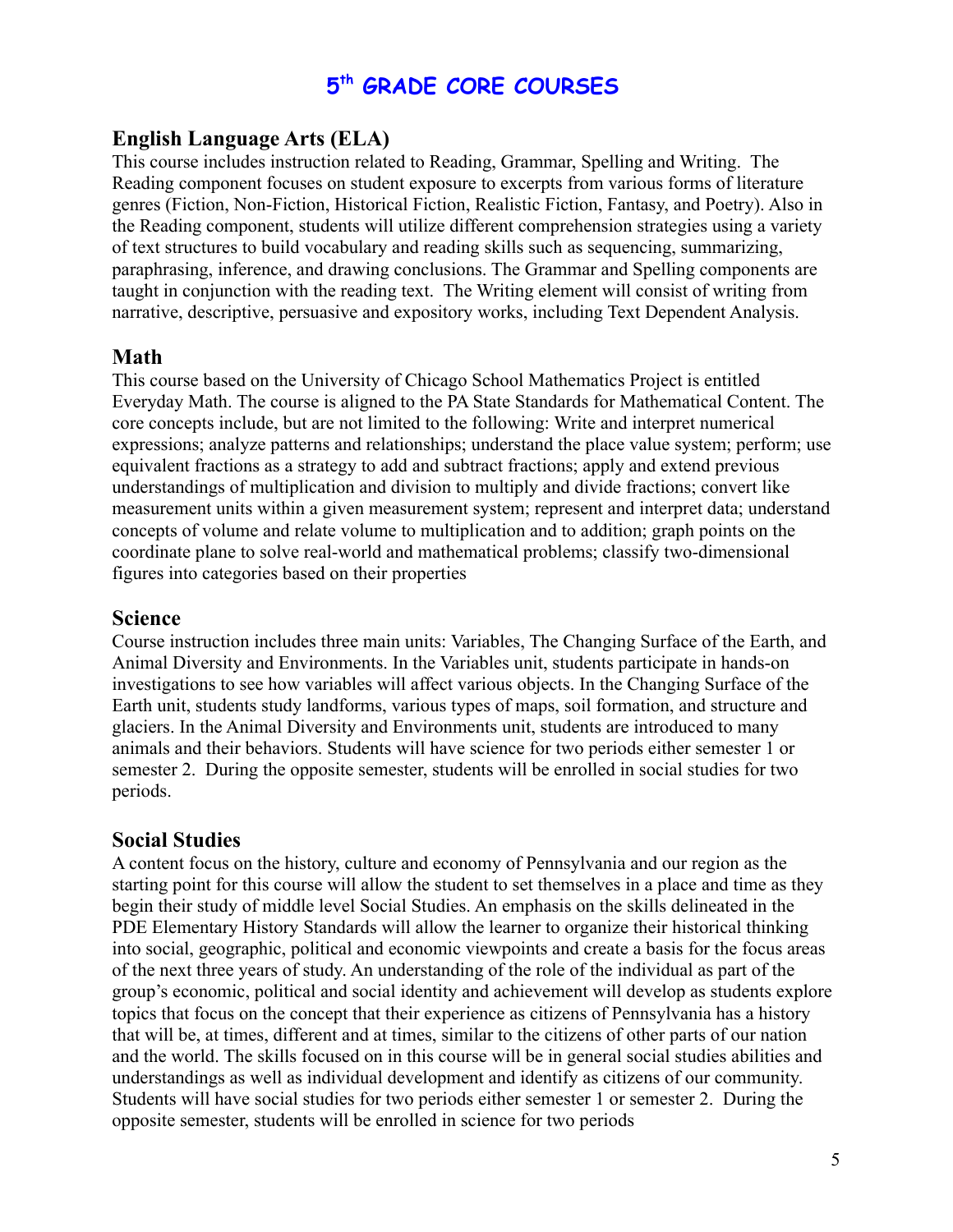# 5th GRADE CORE COURSES

## English Language Arts (ELA)

This course includes instruction related to Reading, Grammar, Spelling and Writing. The Reading component focuses on student exposure to excerpts from various forms of literature genres (Fiction, Non-Fiction, Historical Fiction, Realistic Fiction, Fantasy, and Poetry). Also in the Reading component, students will utilize different comprehension strategies using a variety of text structures to build vocabulary and reading skills such as sequencing, summarizing, paraphrasing, inference, and drawing conclusions. The Grammar and Spelling components are taught in conjunction with the reading text. The Writing element will consist of writing from narrative, descriptive, persuasive and expository works, including Text Dependent Analysis.

## Math

This course based on the University of Chicago School Mathematics Project is entitled Everyday Math. The course is aligned to the PA State Standards for Mathematical Content. The core concepts include, but are not limited to the following: Write and interpret numerical expressions; analyze patterns and relationships; understand the place value system; perform; use equivalent fractions as a strategy to add and subtract fractions; apply and extend previous understandings of multiplication and division to multiply and divide fractions; convert like measurement units within a given measurement system; represent and interpret data; understand concepts of volume and relate volume to multiplication and to addition; graph points on the coordinate plane to solve real-world and mathematical problems; classify two-dimensional figures into categories based on their properties

## Science

Course instruction includes three main units: Variables, The Changing Surface of the Earth, and Animal Diversity and Environments. In the Variables unit, students participate in hands-on investigations to see how variables will affect various objects. In the Changing Surface of the Earth unit, students study landforms, various types of maps, soil formation, and structure and glaciers. In the Animal Diversity and Environments unit, students are introduced to many animals and their behaviors. Students will have science for two periods either semester 1 or semester 2. During the opposite semester, students will be enrolled in social studies for two periods.

## Social Studies

A content focus on the history, culture and economy of Pennsylvania and our region as the starting point for this course will allow the student to set themselves in a place and time as they begin their study of middle level Social Studies. An emphasis on the skills delineated in the PDE Elementary History Standards will allow the learner to organize their historical thinking into social, geographic, political and economic viewpoints and create a basis for the focus areas of the next three years of study. An understanding of the role of the individual as part of the group's economic, political and social identity and achievement will develop as students explore topics that focus on the concept that their experience as citizens of Pennsylvania has a history that will be, at times, different and at times, similar to the citizens of other parts of our nation and the world. The skills focused on in this course will be in general social studies abilities and understandings as well as individual development and identify as citizens of our community. Students will have social studies for two periods either semester 1 or semester 2. During the opposite semester, students will be enrolled in science for two periods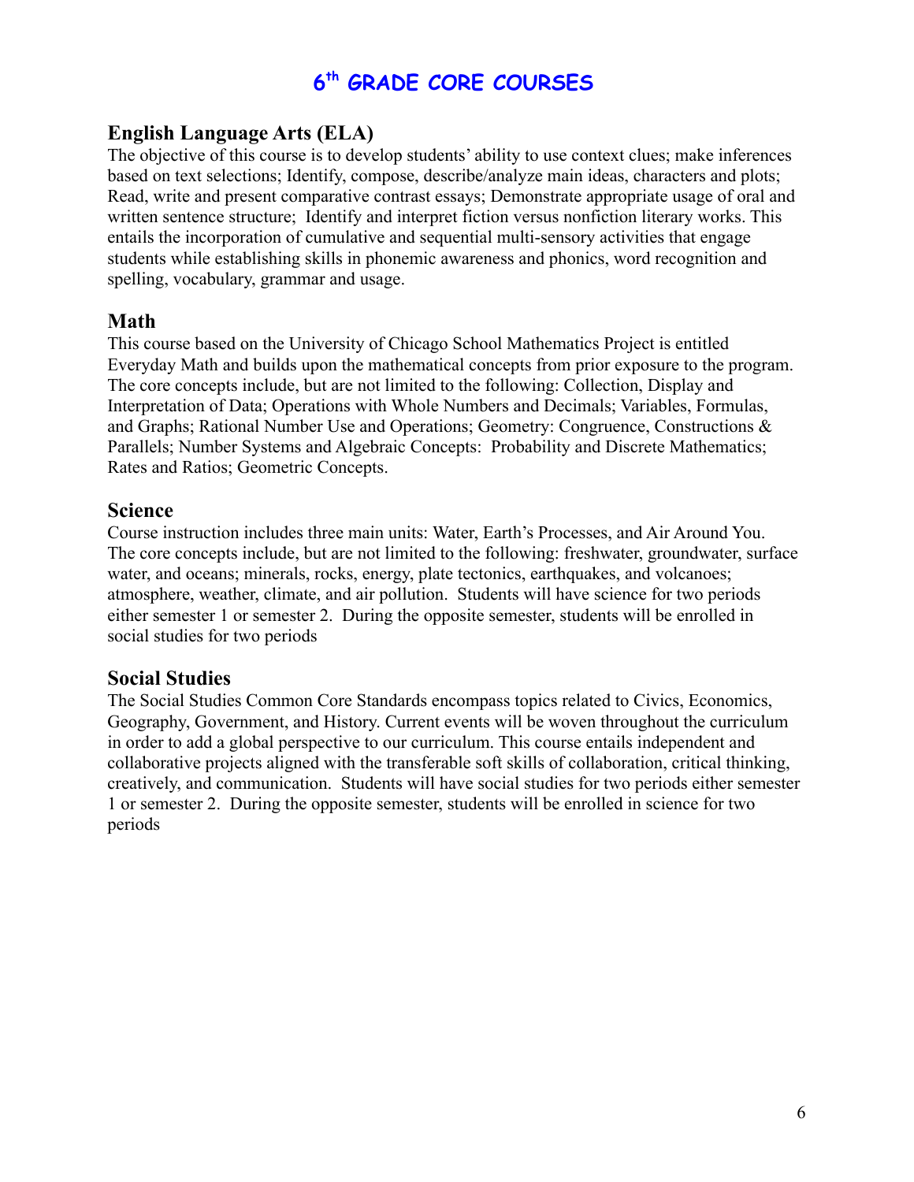# 6th GRADE CORE COURSES

## English Language Arts (ELA)

The objective of this course is to develop students' ability to use context clues; make inferences based on text selections; Identify, compose, describe/analyze main ideas, characters and plots; Read, write and present comparative contrast essays; Demonstrate appropriate usage of oral and written sentence structure; Identify and interpret fiction versus nonfiction literary works. This entails the incorporation of cumulative and sequential multi-sensory activities that engage students while establishing skills in phonemic awareness and phonics, word recognition and spelling, vocabulary, grammar and usage.

## Math

This course based on the University of Chicago School Mathematics Project is entitled Everyday Math and builds upon the mathematical concepts from prior exposure to the program. The core concepts include, but are not limited to the following: Collection, Display and Interpretation of Data; Operations with Whole Numbers and Decimals; Variables, Formulas, and Graphs; Rational Number Use and Operations; Geometry: Congruence, Constructions & Parallels; Number Systems and Algebraic Concepts: Probability and Discrete Mathematics; Rates and Ratios; Geometric Concepts.

## Science

Course instruction includes three main units: Water, Earth's Processes, and Air Around You. The core concepts include, but are not limited to the following: freshwater, groundwater, surface water, and oceans; minerals, rocks, energy, plate tectonics, earthquakes, and volcanoes; atmosphere, weather, climate, and air pollution. Students will have science for two periods either semester 1 or semester 2. During the opposite semester, students will be enrolled in social studies for two periods

## Social Studies

The Social Studies Common Core Standards encompass topics related to Civics, Economics, Geography, Government, and History. Current events will be woven throughout the curriculum in order to add a global perspective to our curriculum. This course entails independent and collaborative projects aligned with the transferable soft skills of collaboration, critical thinking, creatively, and communication. Students will have social studies for two periods either semester 1 or semester 2. During the opposite semester, students will be enrolled in science for two periods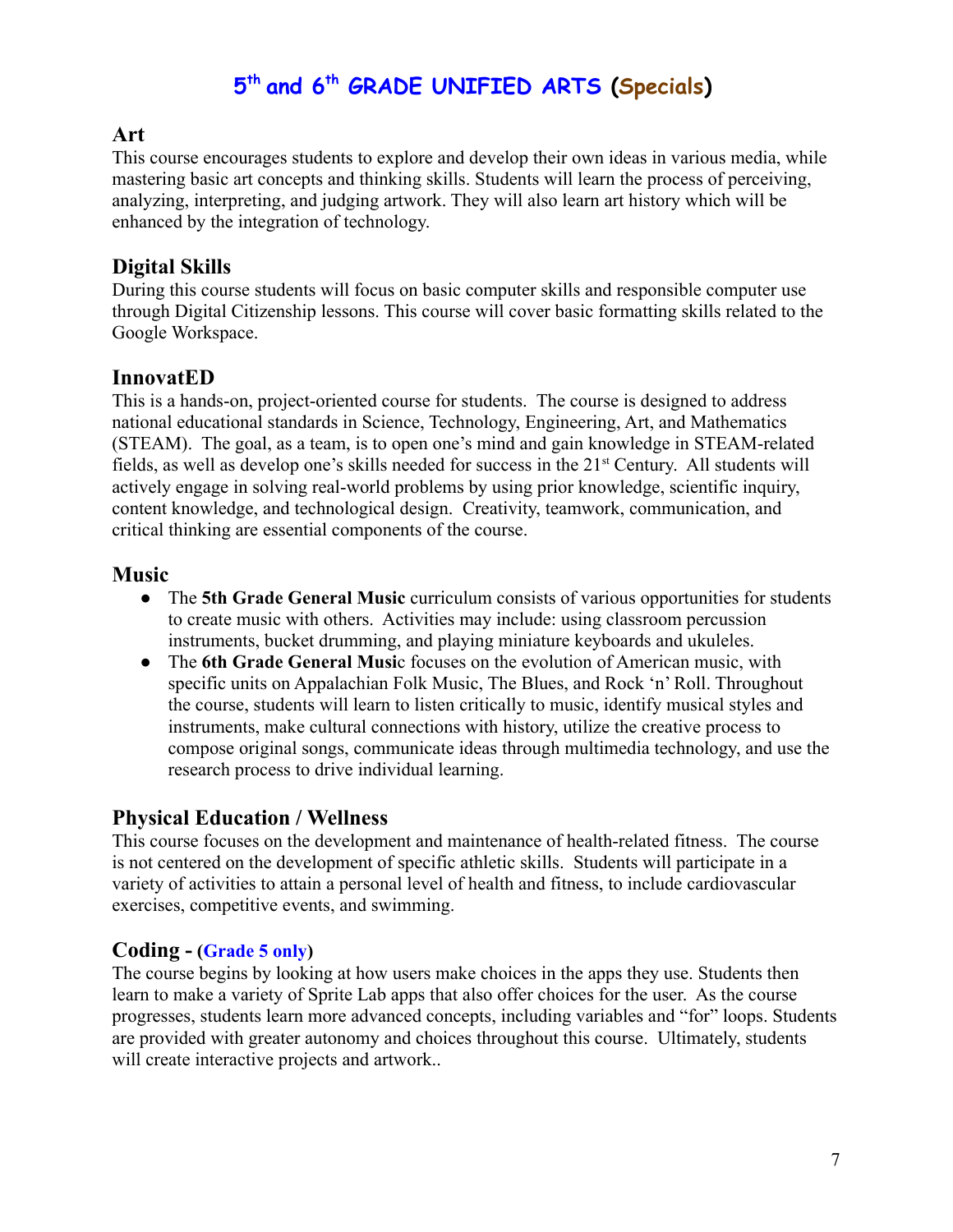# 5th and 6th GRADE UNIFIED ARTS (Specials)

## Art

This course encourages students to explore and develop their own ideas in various media, while mastering basic art concepts and thinking skills. Students will learn the process of perceiving, analyzing, interpreting, and judging artwork. They will also learn art history which will be enhanced by the integration of technology.

## Digital Skills

During this course students will focus on basic computer skills and responsible computer use through Digital Citizenship lessons. This course will cover basic formatting skills related to the Google Workspace.

## InnovatED

This is a hands-on, project-oriented course for students. The course is designed to address national educational standards in Science, Technology, Engineering, Art, and Mathematics (STEAM). The goal, as a team, is to open one's mind and gain knowledge in STEAM-related fields, as well as develop one's skills needed for success in the 21st Century. All students will actively engage in solving real-world problems by using prior knowledge, scientific inquiry, content knowledge, and technological design. Creativity, teamwork, communication, and critical thinking are essential components of the course.

## Music

- The **5th Grade General Music** curriculum consists of various opportunities for students to create music with others. Activities may include: using classroom percussion instruments, bucket drumming, and playing miniature keyboards and ukuleles.
- The **6th Grade General Music** focuses on the evolution of American music, with specific units on Appalachian Folk Music, The Blues, and Rock 'n' Roll. Throughout the course, students will learn to listen critically to music, identify musical styles and instruments, make cultural connections with history, utilize the creative process to compose original songs, communicate ideas through multimedia technology, and use the research process to drive individual learning.

## Physical Education / Wellness

This course focuses on the development and maintenance of health-related fitness. The course is not centered on the development of specific athletic skills. Students will participate in a variety of activities to attain a personal level of health and fitness, to include cardiovascular exercises, competitive events, and swimming.

## Coding - (Grade 5 only)

The course begins by looking at how users make choices in the apps they use. Students then learn to make a variety of Sprite Lab apps that also offer choices for the user. As the course progresses, students learn more advanced concepts, including variables and "for" loops. Students are provided with greater autonomy and choices throughout this course. Ultimately, students will create interactive projects and artwork..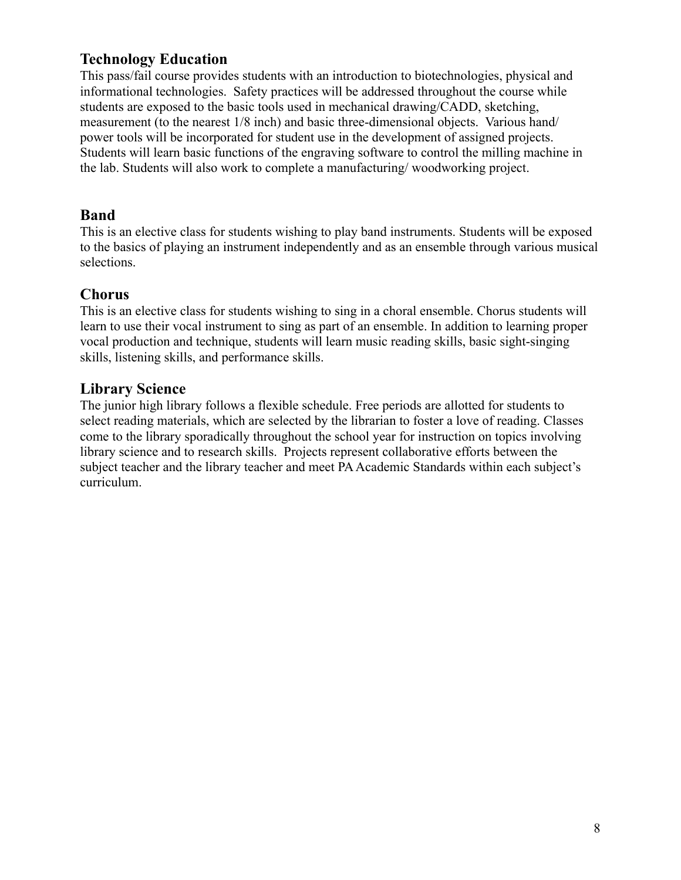## Technology Education

This pass/fail course provides students with an introduction to biotechnologies, physical and informational technologies. Safety practices will be addressed throughout the course while students are exposed to the basic tools used in mechanical drawing/CADD, sketching, measurement (to the nearest 1/8 inch) and basic three-dimensional objects. Various hand/ power tools will be incorporated for student use in the development of assigned projects. Students will learn basic functions of the engraving software to control the milling machine in the lab. Students will also work to complete a manufacturing/ woodworking project.

## Band

This is an elective class for students wishing to play band instruments. Students will be exposed to the basics of playing an instrument independently and as an ensemble through various musical selections.

## Chorus

This is an elective class for students wishing to sing in a choral ensemble. Chorus students will learn to use their vocal instrument to sing as part of an ensemble. In addition to learning proper vocal production and technique, students will learn music reading skills, basic sight-singing skills, listening skills, and performance skills.

## Library Science

The junior high library follows a flexible schedule. Free periods are allotted for students to select reading materials, which are selected by the librarian to foster a love of reading. Classes come to the library sporadically throughout the school year for instruction on topics involving library science and to research skills. Projects represent collaborative efforts between the subject teacher and the library teacher and meet PA Academic Standards within each subject's curriculum.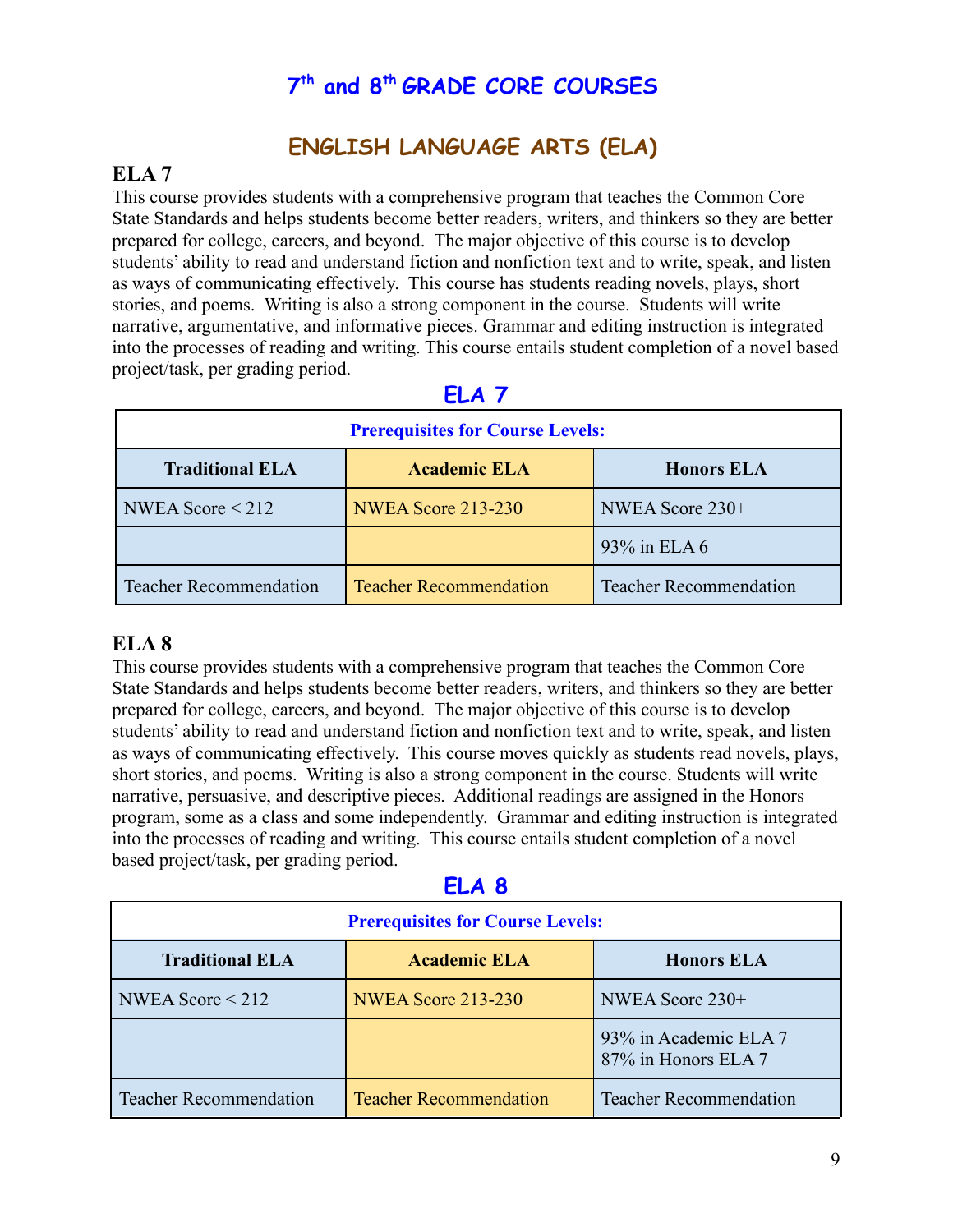# 7th and 8th GRADE CORE COURSES

## ENGLISH LANGUAGE ARTS (ELA)

### ELA 7

This course provides students with a comprehensive program that teaches the Common Core State Standards and helps students become better readers, writers, and thinkers so they are better prepared for college, careers, and beyond. The major objective of this course is to develop students' ability to read and understand fiction and nonfiction text and to write, speak, and listen as ways of communicating effectively. This course has students reading novels, plays, short stories, and poems. Writing is also a strong component in the course. Students will write narrative, argumentative, and informative pieces. Grammar and editing instruction is integrated into the processes of reading and writing. This course entails student completion of a novel based project/task, per grading period.

**ELA 7**

| Prerequisites for Course Levels: | | |
|---|---|---|
| **Traditional ELA** | **Academic ELA** | **Honors ELA** |
| NWEA Score < 212 | NWEA Score 213-230 | NWEA Score 230+ |
| | | 93% in ELA 6 |
| Teacher Recommendation | Teacher Recommendation | Teacher Recommendation |

### ELA 8

This course provides students with a comprehensive program that teaches the Common Core State Standards and helps students become better readers, writers, and thinkers so they are better prepared for college, careers, and beyond. The major objective of this course is to develop students' ability to read and understand fiction and nonfiction text and to write, speak, and listen as ways of communicating effectively. This course moves quickly as students read novels, plays, short stories, and poems. Writing is also a strong component in the course. Students will write narrative, persuasive, and descriptive pieces. Additional readings are assigned in the Honors program, some as a class and some independently. Grammar and editing instruction is integrated into the processes of reading and writing. This course entails student completion of a novel based project/task, per grading period.

**ELA 8**

| Prerequisites for Course Levels: | | |
|---|---|---|
| **Traditional ELA** | **Academic ELA** | **Honors ELA** |
| NWEA Score < 212 | NWEA Score 213-230 | NWEA Score 230+ |
| | | 93% in Academic ELA 7<br>87% in Honors ELA 7 |
| Teacher Recommendation | Teacher Recommendation | Teacher Recommendation |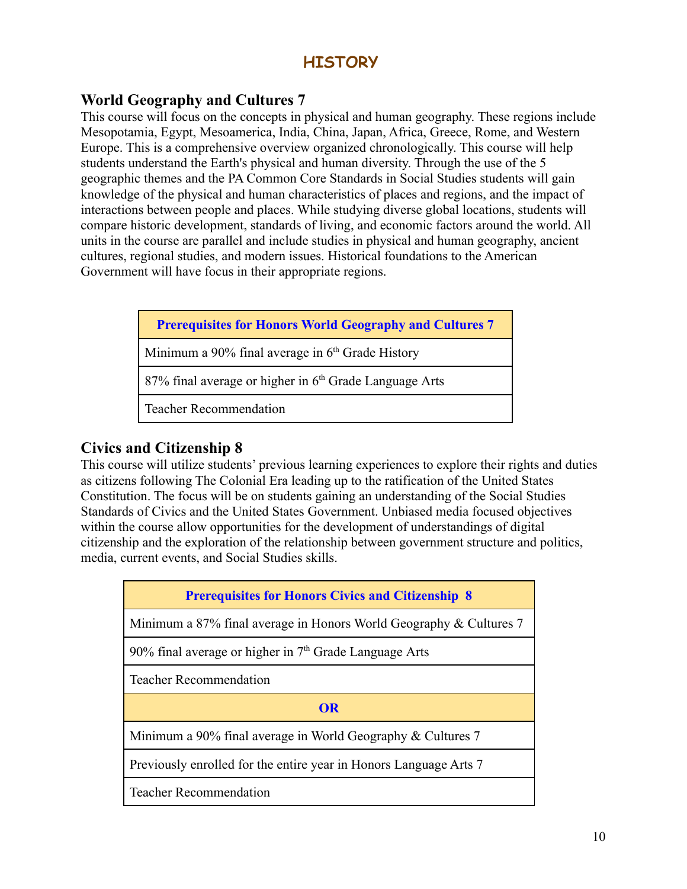# HISTORY

## World Geography and Cultures 7

This course will focus on the concepts in physical and human geography. These regions include Mesopotamia, Egypt, Mesoamerica, India, China, Japan, Africa, Greece, Rome, and Western Europe. This is a comprehensive overview organized chronologically. This course will help students understand the Earth's physical and human diversity. Through the use of the 5 geographic themes and the PA Common Core Standards in Social Studies students will gain knowledge of the physical and human characteristics of places and regions, and the impact of interactions between people and places. While studying diverse global locations, students will compare historic development, standards of living, and economic factors around the world. All units in the course are parallel and include studies in physical and human geography, ancient cultures, regional studies, and modern issues. Historical foundations to the American Government will have focus in their appropriate regions.

| Prerequisites for Honors World Geography and Cultures 7 |
|---|
| Minimum a 90% final average in 6th Grade History |
| 87% final average or higher in 6th Grade Language Arts |
| Teacher Recommendation |

## Civics and Citizenship 8

This course will utilize students' previous learning experiences to explore their rights and duties as citizens following The Colonial Era leading up to the ratification of the United States Constitution. The focus will be on students gaining an understanding of the Social Studies Standards of Civics and the United States Government. Unbiased media focused objectives within the course allow opportunities for the development of understandings of digital citizenship and the exploration of the relationship between government structure and politics, media, current events, and Social Studies skills.

| Prerequisites for Honors Civics and Citizenship 8 |
|---|
| Minimum a 87% final average in Honors World Geography & Cultures 7 |
| 90% final average or higher in 7th Grade Language Arts |
| Teacher Recommendation |
| **OR** |
| Minimum a 90% final average in World Geography & Cultures 7 |
| Previously enrolled for the entire year in Honors Language Arts 7 |
| Teacher Recommendation |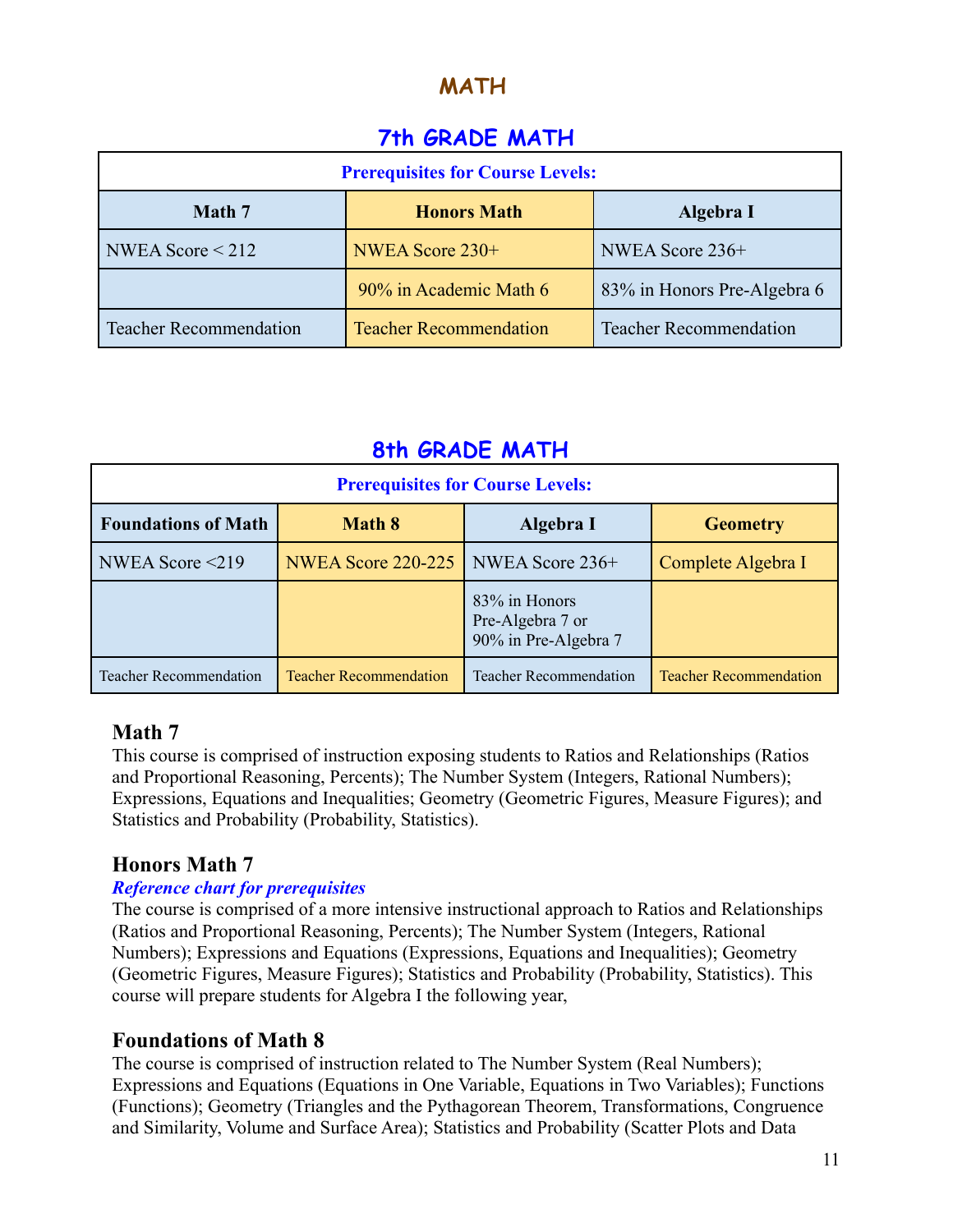# MATH

## 7th GRADE MATH

| Prerequisites for Course Levels: | | |
|---|---|---|
| **Math 7** | **Honors Math** | **Algebra I** |
| NWEA Score < 212 | NWEA Score 230+ | NWEA Score 236+ |
| | 90% in Academic Math 6 | 83% in Honors Pre-Algebra 6 |
| Teacher Recommendation | Teacher Recommendation | Teacher Recommendation |

## 8th GRADE MATH

| Prerequisites for Course Levels: | | | |
|---|---|---|---|
| **Foundations of Math** | **Math 8** | **Algebra I** | **Geometry** |
| NWEA Score <219 | NWEA Score 220-225 | NWEA Score 236+ | Complete Algebra I |
| | | 83% in Honors Pre-Algebra 7 or 90% in Pre-Algebra 7 | |
| Teacher Recommendation | Teacher Recommendation | Teacher Recommendation | Teacher Recommendation |

### Math 7

This course is comprised of instruction exposing students to Ratios and Relationships (Ratios and Proportional Reasoning, Percents); The Number System (Integers, Rational Numbers); Expressions, Equations and Inequalities; Geometry (Geometric Figures, Measure Figures); and Statistics and Probability (Probability, Statistics).

### Honors Math 7

***Reference chart for prerequisites***

The course is comprised of a more intensive instructional approach to Ratios and Relationships (Ratios and Proportional Reasoning, Percents); The Number System (Integers, Rational Numbers); Expressions and Equations (Expressions, Equations and Inequalities); Geometry (Geometric Figures, Measure Figures); Statistics and Probability (Probability, Statistics). This course will prepare students for Algebra I the following year,

### Foundations of Math 8

The course is comprised of instruction related to The Number System (Real Numbers); Expressions and Equations (Equations in One Variable, Equations in Two Variables); Functions (Functions); Geometry (Triangles and the Pythagorean Theorem, Transformations, Congruence and Similarity, Volume and Surface Area); Statistics and Probability (Scatter Plots and Data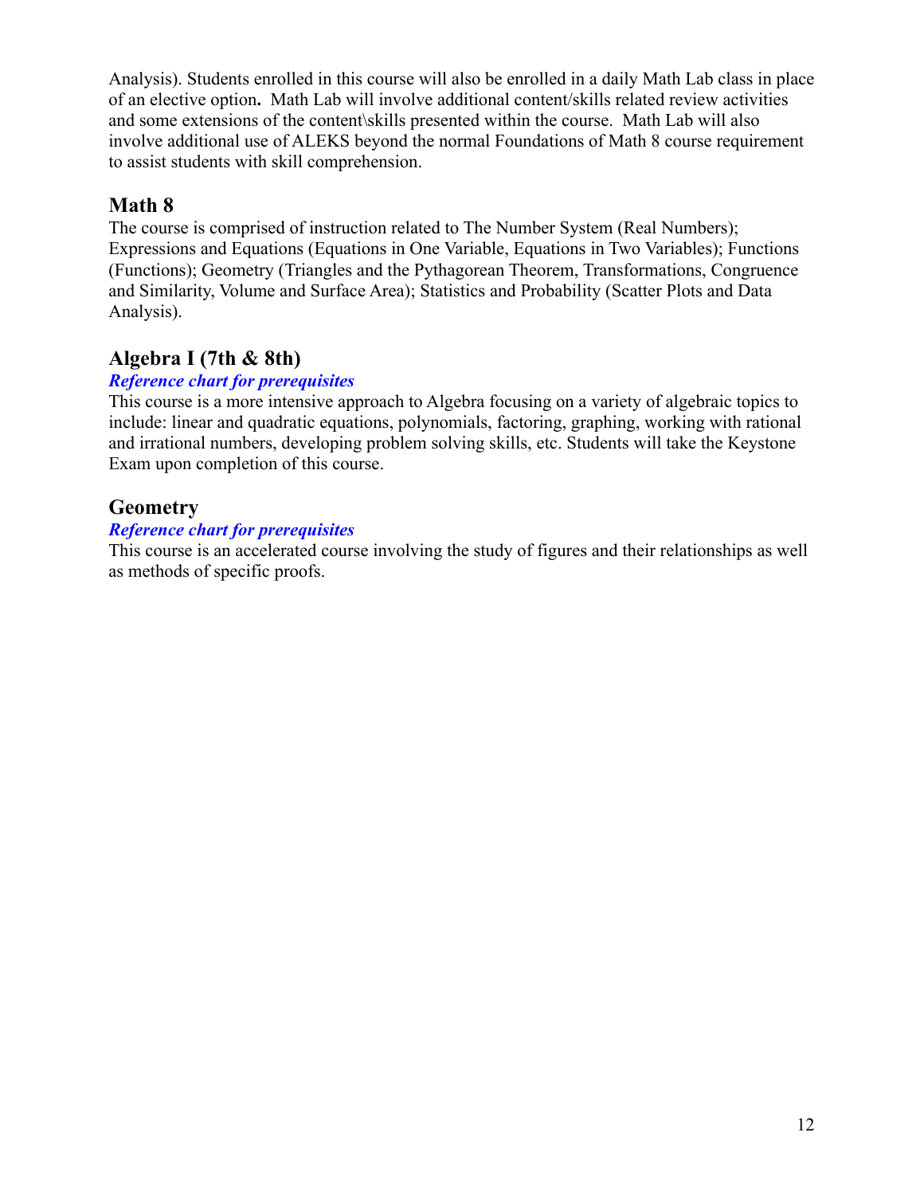Analysis). Students enrolled in this course will also be enrolled in a daily Math Lab class in place of an elective option**.** Math Lab will involve additional content/skills related review activities and some extensions of the content\skills presented within the course. Math Lab will also involve additional use of ALEKS beyond the normal Foundations of Math 8 course requirement to assist students with skill comprehension.

## Math 8

The course is comprised of instruction related to The Number System (Real Numbers); Expressions and Equations (Equations in One Variable, Equations in Two Variables); Functions (Functions); Geometry (Triangles and the Pythagorean Theorem, Transformations, Congruence and Similarity, Volume and Surface Area); Statistics and Probability (Scatter Plots and Data Analysis).

## Algebra I (7th & 8th)

***Reference chart for prerequisites***

This course is a more intensive approach to Algebra focusing on a variety of algebraic topics to include: linear and quadratic equations, polynomials, factoring, graphing, working with rational and irrational numbers, developing problem solving skills, etc. Students will take the Keystone Exam upon completion of this course.

## Geometry

***Reference chart for prerequisites***

This course is an accelerated course involving the study of figures and their relationships as well as methods of specific proofs.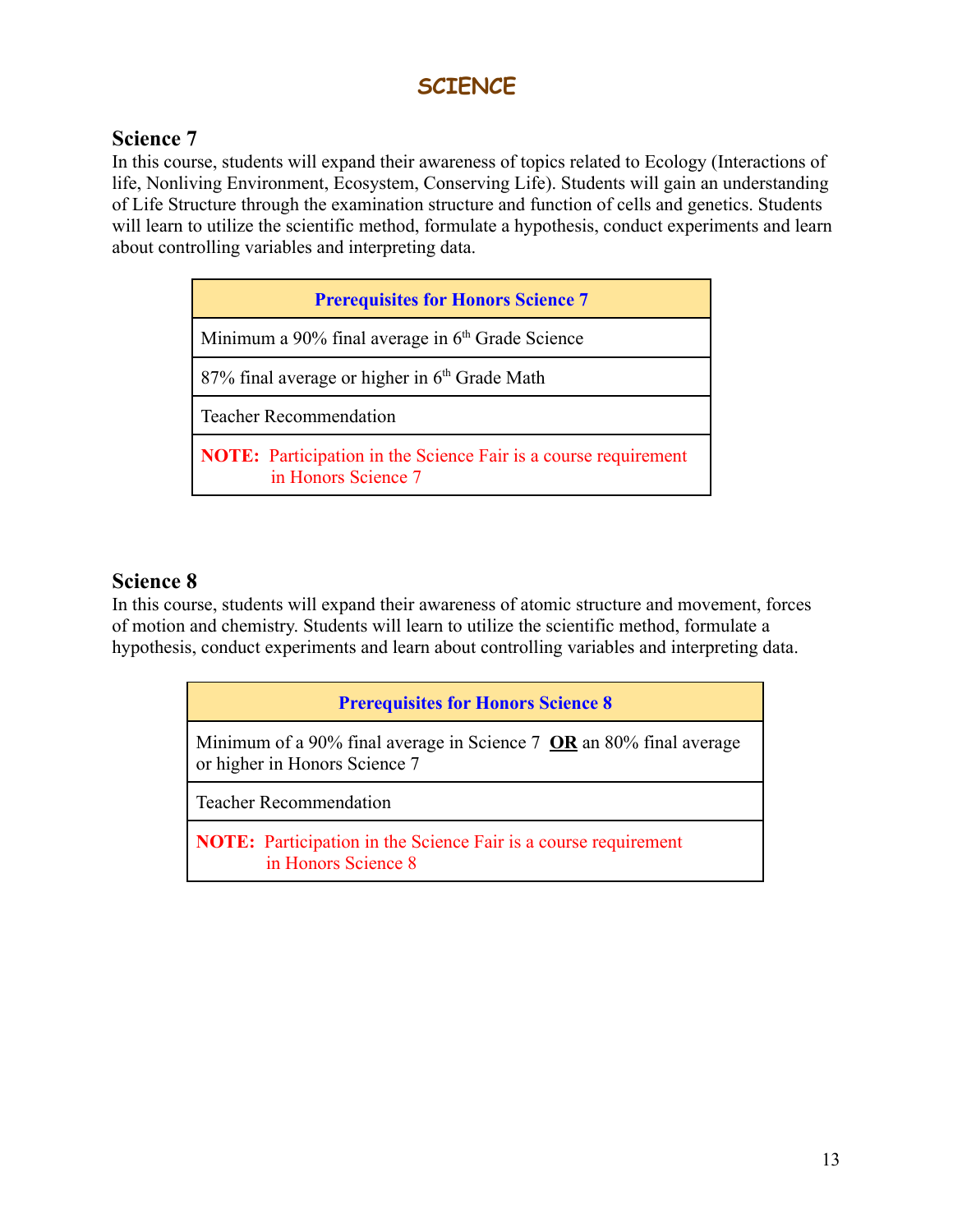# SCIENCE

## Science 7

In this course, students will expand their awareness of topics related to Ecology (Interactions of life, Nonliving Environment, Ecosystem, Conserving Life). Students will gain an understanding of Life Structure through the examination structure and function of cells and genetics. Students will learn to utilize the scientific method, formulate a hypothesis, conduct experiments and learn about controlling variables and interpreting data.

| **Prerequisites for Honors Science 7** |
| --- |
| Minimum a 90% final average in 6th Grade Science |
| 87% final average or higher in 6th Grade Math |
| Teacher Recommendation |
| **NOTE:** Participation in the Science Fair is a course requirement in Honors Science 7 |

## Science 8

In this course, students will expand their awareness of atomic structure and movement, forces of motion and chemistry. Students will learn to utilize the scientific method, formulate a hypothesis, conduct experiments and learn about controlling variables and interpreting data.

| **Prerequisites for Honors Science 8** |
| --- |
| Minimum of a 90% final average in Science 7 **OR** an 80% final average or higher in Honors Science 7 |
| Teacher Recommendation |
| **NOTE:** Participation in the Science Fair is a course requirement in Honors Science 8 |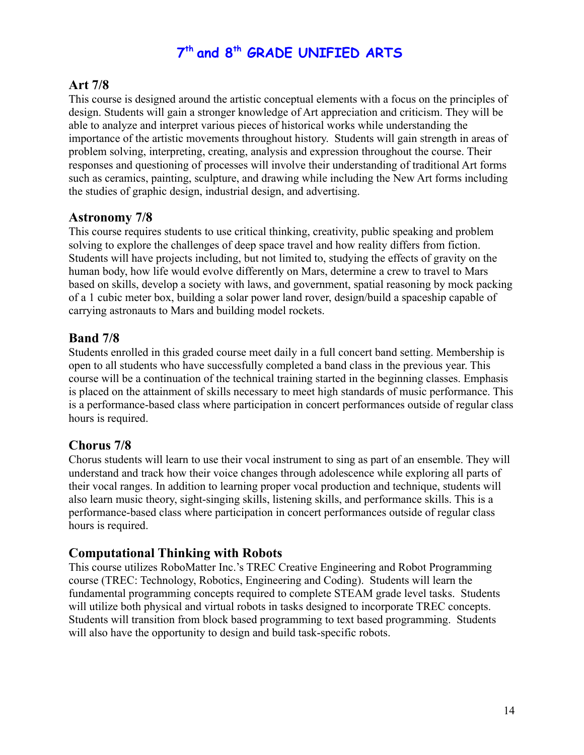# 7th and 8th GRADE UNIFIED ARTS

## Art 7/8

This course is designed around the artistic conceptual elements with a focus on the principles of design. Students will gain a stronger knowledge of Art appreciation and criticism. They will be able to analyze and interpret various pieces of historical works while understanding the importance of the artistic movements throughout history. Students will gain strength in areas of problem solving, interpreting, creating, analysis and expression throughout the course. Their responses and questioning of processes will involve their understanding of traditional Art forms such as ceramics, painting, sculpture, and drawing while including the New Art forms including the studies of graphic design, industrial design, and advertising.

## Astronomy 7/8

This course requires students to use critical thinking, creativity, public speaking and problem solving to explore the challenges of deep space travel and how reality differs from fiction. Students will have projects including, but not limited to, studying the effects of gravity on the human body, how life would evolve differently on Mars, determine a crew to travel to Mars based on skills, develop a society with laws, and government, spatial reasoning by mock packing of a 1 cubic meter box, building a solar power land rover, design/build a spaceship capable of carrying astronauts to Mars and building model rockets.

## Band 7/8

Students enrolled in this graded course meet daily in a full concert band setting. Membership is open to all students who have successfully completed a band class in the previous year. This course will be a continuation of the technical training started in the beginning classes. Emphasis is placed on the attainment of skills necessary to meet high standards of music performance. This is a performance-based class where participation in concert performances outside of regular class hours is required.

## Chorus 7/8

Chorus students will learn to use their vocal instrument to sing as part of an ensemble. They will understand and track how their voice changes through adolescence while exploring all parts of their vocal ranges. In addition to learning proper vocal production and technique, students will also learn music theory, sight-singing skills, listening skills, and performance skills. This is a performance-based class where participation in concert performances outside of regular class hours is required.

## Computational Thinking with Robots

This course utilizes RoboMatter Inc.'s TREC Creative Engineering and Robot Programming course (TREC: Technology, Robotics, Engineering and Coding). Students will learn the fundamental programming concepts required to complete STEAM grade level tasks. Students will utilize both physical and virtual robots in tasks designed to incorporate TREC concepts. Students will transition from block based programming to text based programming. Students will also have the opportunity to design and build task-specific robots.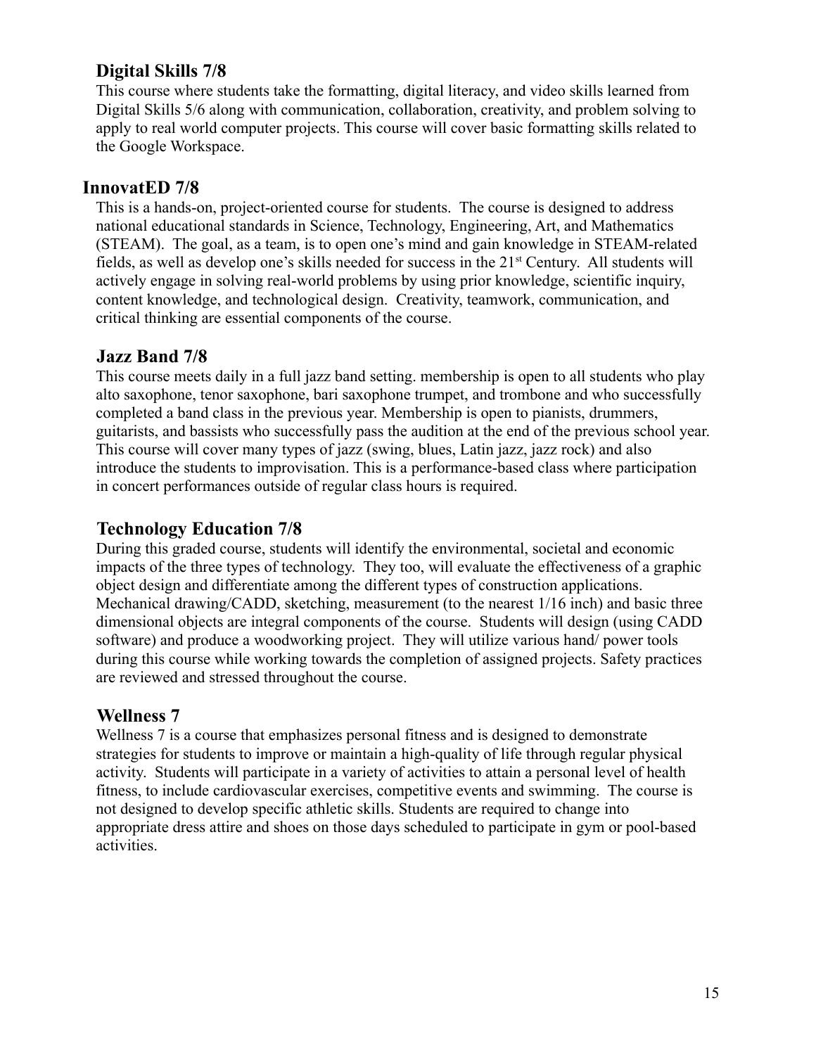## Digital Skills 7/8

This course where students take the formatting, digital literacy, and video skills learned from Digital Skills 5/6 along with communication, collaboration, creativity, and problem solving to apply to real world computer projects. This course will cover basic formatting skills related to the Google Workspace.

## InnovatED 7/8

This is a hands-on, project-oriented course for students. The course is designed to address national educational standards in Science, Technology, Engineering, Art, and Mathematics (STEAM). The goal, as a team, is to open one's mind and gain knowledge in STEAM-related fields, as well as develop one's skills needed for success in the 21st Century. All students will actively engage in solving real-world problems by using prior knowledge, scientific inquiry, content knowledge, and technological design. Creativity, teamwork, communication, and critical thinking are essential components of the course.

## Jazz Band 7/8

This course meets daily in a full jazz band setting. membership is open to all students who play alto saxophone, tenor saxophone, bari saxophone trumpet, and trombone and who successfully completed a band class in the previous year. Membership is open to pianists, drummers, guitarists, and bassists who successfully pass the audition at the end of the previous school year. This course will cover many types of jazz (swing, blues, Latin jazz, jazz rock) and also introduce the students to improvisation. This is a performance-based class where participation in concert performances outside of regular class hours is required.

## Technology Education 7/8

During this graded course, students will identify the environmental, societal and economic impacts of the three types of technology. They too, will evaluate the effectiveness of a graphic object design and differentiate among the different types of construction applications. Mechanical drawing/CADD, sketching, measurement (to the nearest 1/16 inch) and basic three dimensional objects are integral components of the course. Students will design (using CADD software) and produce a woodworking project. They will utilize various hand/ power tools during this course while working towards the completion of assigned projects. Safety practices are reviewed and stressed throughout the course.

## Wellness 7

Wellness 7 is a course that emphasizes personal fitness and is designed to demonstrate strategies for students to improve or maintain a high-quality of life through regular physical activity. Students will participate in a variety of activities to attain a personal level of health fitness, to include cardiovascular exercises, competitive events and swimming. The course is not designed to develop specific athletic skills. Students are required to change into appropriate dress attire and shoes on those days scheduled to participate in gym or pool-based activities.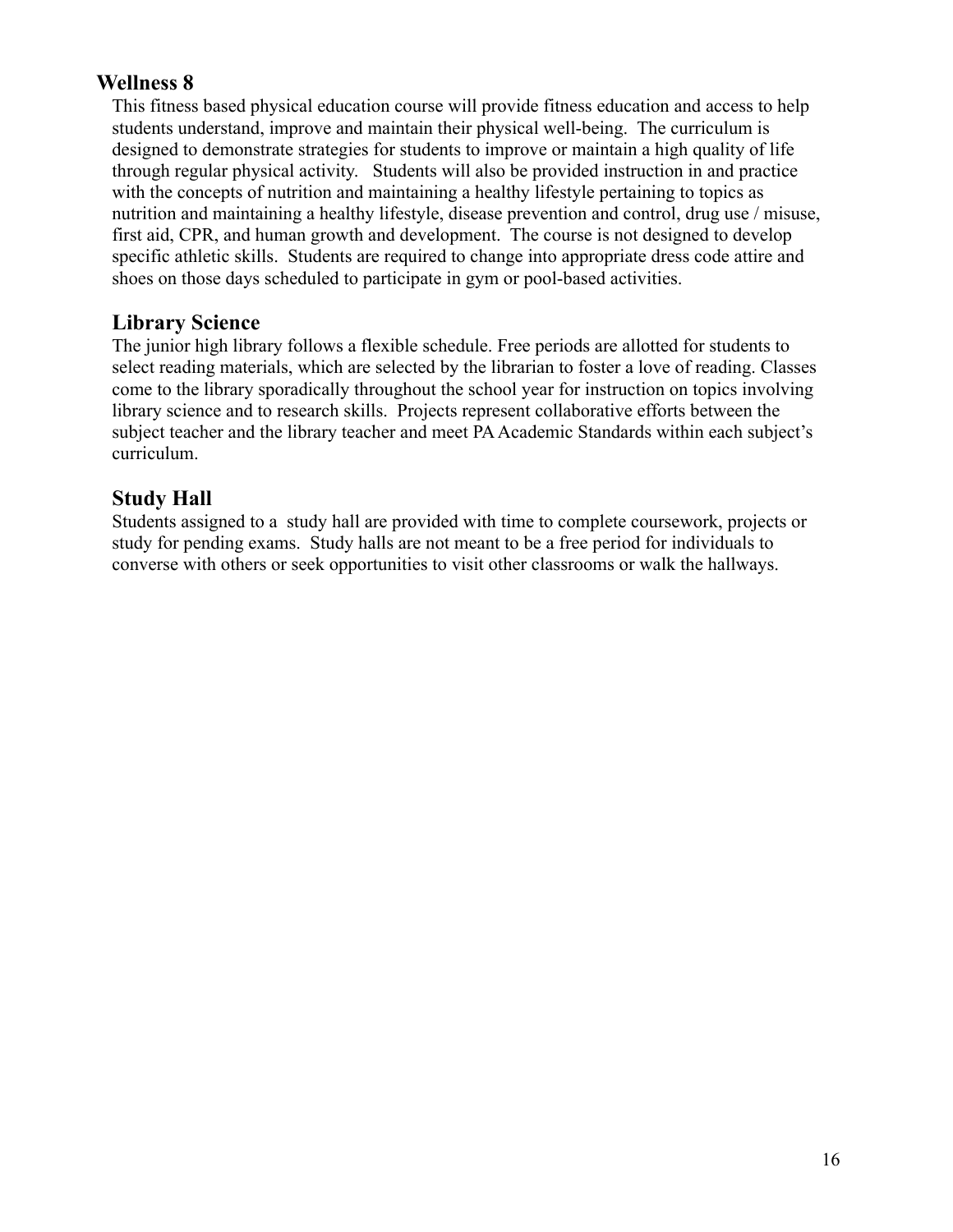## Wellness 8

This fitness based physical education course will provide fitness education and access to help students understand, improve and maintain their physical well-being.  The curriculum is designed to demonstrate strategies for students to improve or maintain a high quality of life through regular physical activity.   Students will also be provided instruction in and practice with the concepts of nutrition and maintaining a healthy lifestyle pertaining to topics as nutrition and maintaining a healthy lifestyle, disease prevention and control, drug use / misuse, first aid, CPR, and human growth and development.  The course is not designed to develop specific athletic skills.  Students are required to change into appropriate dress code attire and shoes on those days scheduled to participate in gym or pool-based activities.

## Library Science

The junior high library follows a flexible schedule. Free periods are allotted for students to select reading materials, which are selected by the librarian to foster a love of reading. Classes come to the library sporadically throughout the school year for instruction on topics involving library science and to research skills.  Projects represent collaborative efforts between the subject teacher and the library teacher and meet PA Academic Standards within each subject's curriculum.

## Study Hall

Students assigned to a  study hall are provided with time to complete coursework, projects or study for pending exams.  Study halls are not meant to be a free period for individuals to converse with others or seek opportunities to visit other classrooms or walk the hallways.